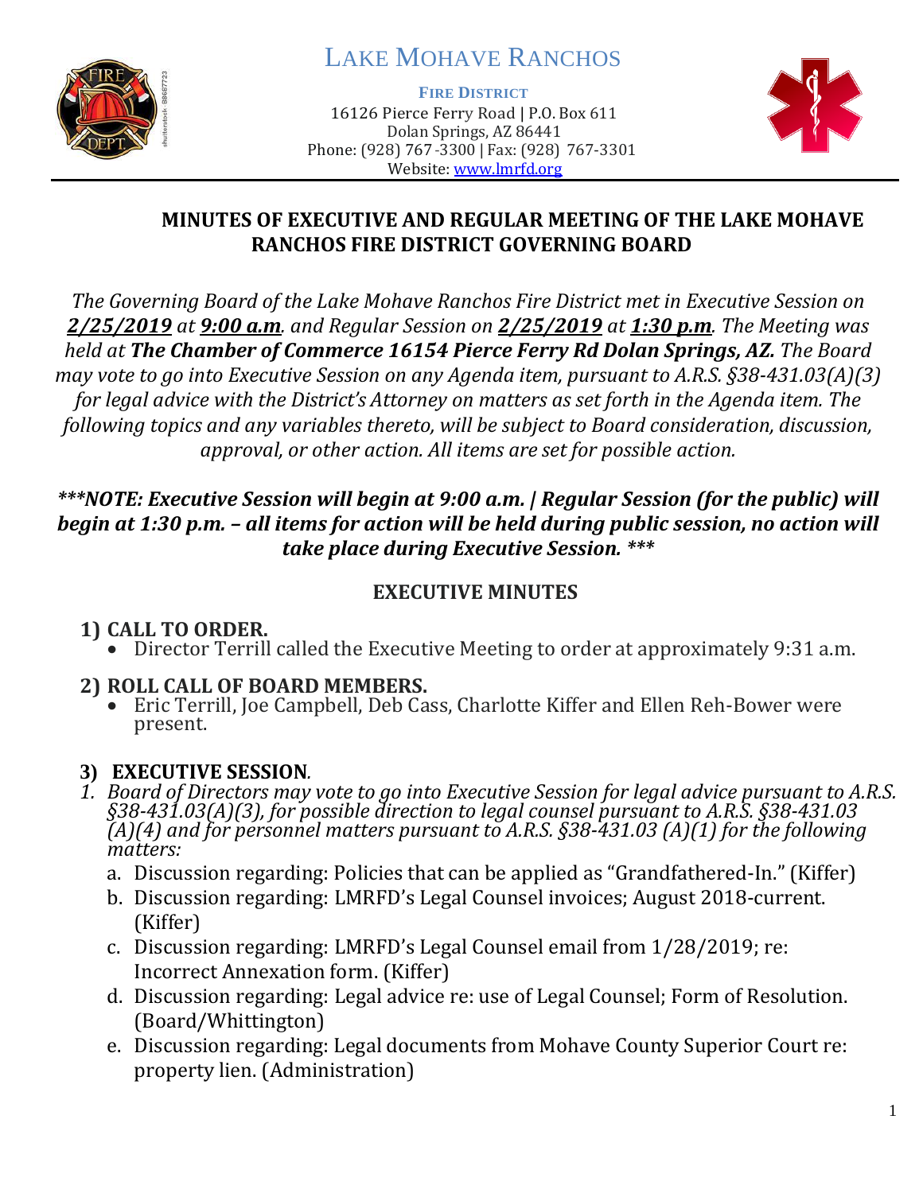# LAKE MOHAVE RANCHOS

**FIRE DISTRICT**

16126 Pierce Ferry Road | P.O. Box 611
Dolan Springs, AZ 86441
Phone: (928) 767-3300 | Fax: (928) 767-3301
Website: www.lmrfd.org

## MINUTES OF EXECUTIVE AND REGULAR MEETING OF THE LAKE MOHAVE RANCHOS FIRE DISTRICT GOVERNING BOARD

*The Governing Board of the Lake Mohave Ranchos Fire District met in Executive Session on **2/25/2019** at **9:00 a.m**. and Regular Session on **2/25/2019** at **1:30 p.m**. The Meeting was held at **The Chamber of Commerce 16154 Pierce Ferry Rd Dolan Springs, AZ.** The Board may vote to go into Executive Session on any Agenda item, pursuant to A.R.S. §38-431.03(A)(3) for legal advice with the District's Attorney on matters as set forth in the Agenda item. The following topics and any variables thereto, will be subject to Board consideration, discussion, approval, or other action. All items are set for possible action.*

***\*\*\*NOTE: Executive Session will begin at 9:00 a.m. | Regular Session (for the public) will begin at 1:30 p.m. – all items for action will be held during public session, no action will take place during Executive Session. \*\*\****

## EXECUTIVE MINUTES

**1) CALL TO ORDER.**

- Director Terrill called the Executive Meeting to order at approximately 9:31 a.m.

**2) ROLL CALL OF BOARD MEMBERS.**

- Eric Terrill, Joe Campbell, Deb Cass, Charlotte Kiffer and Ellen Reh-Bower were present.

**3) EXECUTIVE SESSION.**

1. *Board of Directors may vote to go into Executive Session for legal advice pursuant to A.R.S. §38-431.03(A)(3), for possible direction to legal counsel pursuant to A.R.S. §38-431.03 (A)(4) and for personnel matters pursuant to A.R.S. §38-431.03 (A)(1) for the following matters:*
   a. Discussion regarding: Policies that can be applied as "Grandfathered-In." (Kiffer)
   b. Discussion regarding: LMRFD's Legal Counsel invoices; August 2018-current. (Kiffer)
   c. Discussion regarding: LMRFD's Legal Counsel email from 1/28/2019; re: Incorrect Annexation form. (Kiffer)
   d. Discussion regarding: Legal advice re: use of Legal Counsel; Form of Resolution. (Board/Whittington)
   e. Discussion regarding: Legal documents from Mohave County Superior Court re: property lien. (Administration)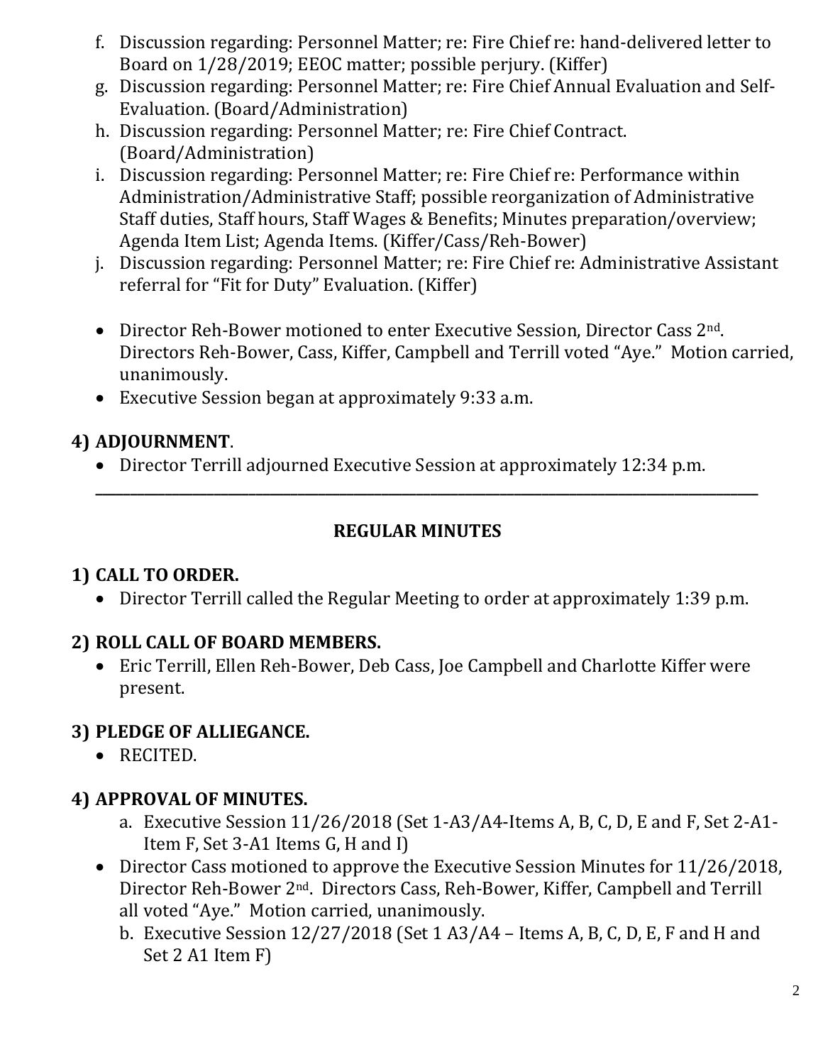f. Discussion regarding: Personnel Matter; re: Fire Chief re: hand-delivered letter to Board on 1/28/2019; EEOC matter; possible perjury. (Kiffer)
g. Discussion regarding: Personnel Matter; re: Fire Chief Annual Evaluation and Self-Evaluation. (Board/Administration)
h. Discussion regarding: Personnel Matter; re: Fire Chief Contract. (Board/Administration)
i. Discussion regarding: Personnel Matter; re: Fire Chief re: Performance within Administration/Administrative Staff; possible reorganization of Administrative Staff duties, Staff hours, Staff Wages & Benefits; Minutes preparation/overview; Agenda Item List; Agenda Items. (Kiffer/Cass/Reh-Bower)
j. Discussion regarding: Personnel Matter; re: Fire Chief re: Administrative Assistant referral for "Fit for Duty" Evaluation. (Kiffer)

- Director Reh-Bower motioned to enter Executive Session, Director Cass 2nd. Directors Reh-Bower, Cass, Kiffer, Campbell and Terrill voted "Aye." Motion carried, unanimously.
- Executive Session began at approximately 9:33 a.m.

## 4) ADJOURNMENT.

- Director Terrill adjourned Executive Session at approximately 12:34 p.m.

---

## REGULAR MINUTES

## 1) CALL TO ORDER.

- Director Terrill called the Regular Meeting to order at approximately 1:39 p.m.

## 2) ROLL CALL OF BOARD MEMBERS.

- Eric Terrill, Ellen Reh-Bower, Deb Cass, Joe Campbell and Charlotte Kiffer were present.

## 3) PLEDGE OF ALLIEGANCE.

- RECITED.

## 4) APPROVAL OF MINUTES.

a. Executive Session 11/26/2018 (Set 1-A3/A4-Items A, B, C, D, E and F, Set 2-A1-Item F, Set 3-A1 Items G, H and I)

- Director Cass motioned to approve the Executive Session Minutes for 11/26/2018, Director Reh-Bower 2nd. Directors Cass, Reh-Bower, Kiffer, Campbell and Terrill all voted "Aye." Motion carried, unanimously.

b. Executive Session 12/27/2018 (Set 1 A3/A4 – Items A, B, C, D, E, F and H and Set 2 A1 Item F)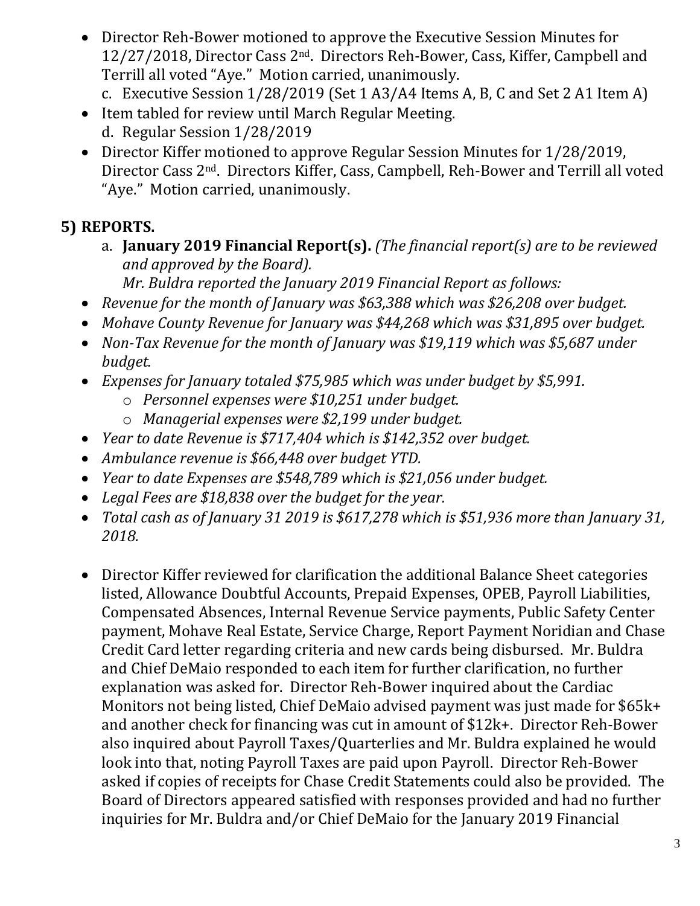- Director Reh-Bower motioned to approve the Executive Session Minutes for 12/27/2018, Director Cass 2nd. Directors Reh-Bower, Cass, Kiffer, Campbell and Terrill all voted "Aye." Motion carried, unanimously.
  c. Executive Session 1/28/2019 (Set 1 A3/A4 Items A, B, C and Set 2 A1 Item A)
- Item tabled for review until March Regular Meeting.
  d. Regular Session 1/28/2019
- Director Kiffer motioned to approve Regular Session Minutes for 1/28/2019, Director Cass 2nd. Directors Kiffer, Cass, Campbell, Reh-Bower and Terrill all voted "Aye." Motion carried, unanimously.

## 5) REPORTS.

a. **January 2019 Financial Report(s).** *(The financial report(s) are to be reviewed and approved by the Board).*
*Mr. Buldra reported the January 2019 Financial Report as follows:*

- *Revenue for the month of January was $63,388 which was $26,208 over budget.*
- *Mohave County Revenue for January was $44,268 which was $31,895 over budget.*
- *Non-Tax Revenue for the month of January was $19,119 which was $5,687 under budget.*
- *Expenses for January totaled $75,985 which was under budget by $5,991.*
  - *Personnel expenses were $10,251 under budget.*
  - *Managerial expenses were $2,199 under budget.*
- *Year to date Revenue is $717,404 which is $142,352 over budget.*
- *Ambulance revenue is $66,448 over budget YTD.*
- *Year to date Expenses are $548,789 which is $21,056 under budget.*
- *Legal Fees are $18,838 over the budget for the year.*
- *Total cash as of January 31 2019 is $617,278 which is $51,936 more than January 31, 2018.*

- Director Kiffer reviewed for clarification the additional Balance Sheet categories listed, Allowance Doubtful Accounts, Prepaid Expenses, OPEB, Payroll Liabilities, Compensated Absences, Internal Revenue Service payments, Public Safety Center payment, Mohave Real Estate, Service Charge, Report Payment Noridian and Chase Credit Card letter regarding criteria and new cards being disbursed. Mr. Buldra and Chief DeMaio responded to each item for further clarification, no further explanation was asked for. Director Reh-Bower inquired about the Cardiac Monitors not being listed, Chief DeMaio advised payment was just made for $65k+ and another check for financing was cut in amount of $12k+. Director Reh-Bower also inquired about Payroll Taxes/Quarterlies and Mr. Buldra explained he would look into that, noting Payroll Taxes are paid upon Payroll. Director Reh-Bower asked if copies of receipts for Chase Credit Statements could also be provided. The Board of Directors appeared satisfied with responses provided and had no further inquiries for Mr. Buldra and/or Chief DeMaio for the January 2019 Financial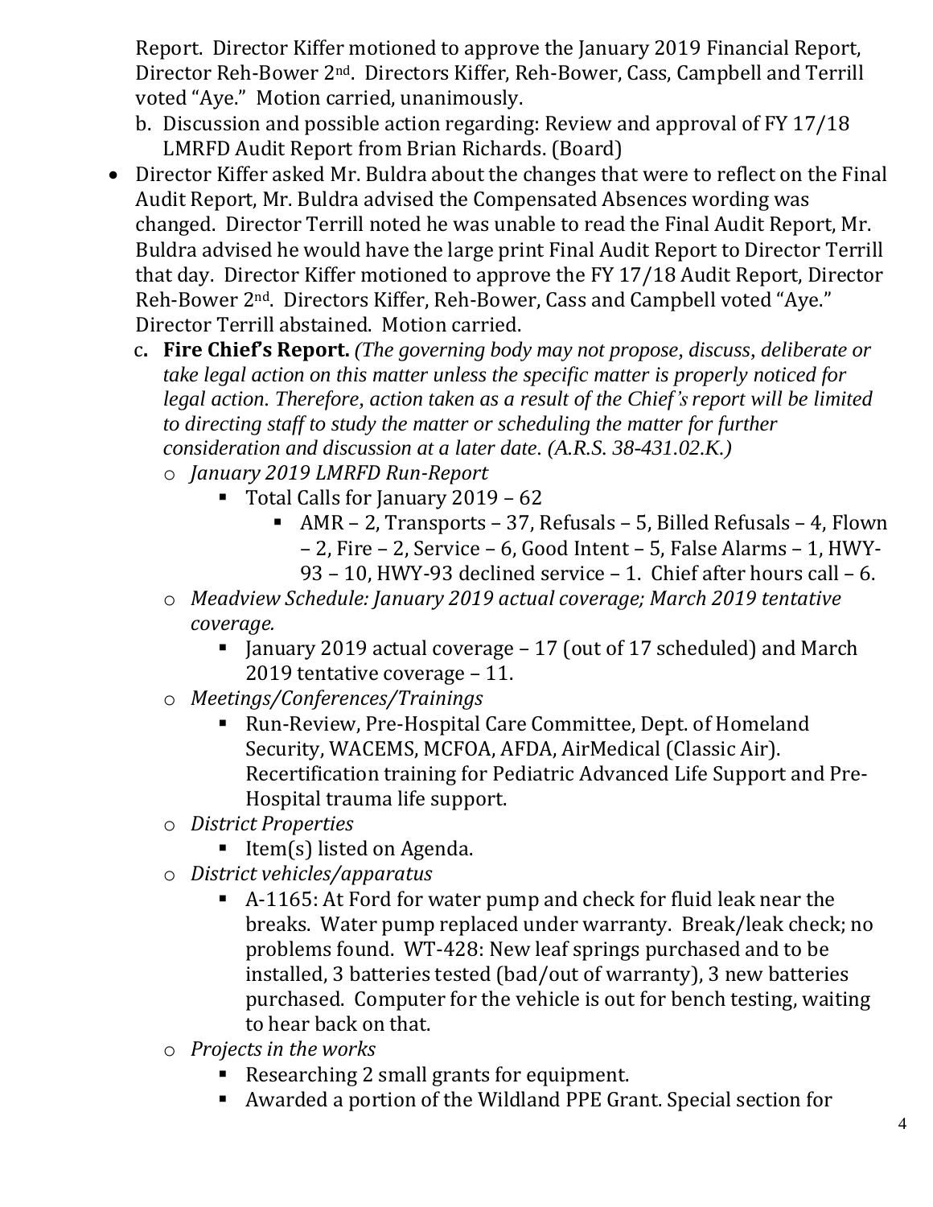Report. Director Kiffer motioned to approve the January 2019 Financial Report, Director Reh-Bower 2nd. Directors Kiffer, Reh-Bower, Cass, Campbell and Terrill voted "Aye." Motion carried, unanimously.

b. Discussion and possible action regarding: Review and approval of FY 17/18 LMRFD Audit Report from Brian Richards. (Board)

- Director Kiffer asked Mr. Buldra about the changes that were to reflect on the Final Audit Report, Mr. Buldra advised the Compensated Absences wording was changed. Director Terrill noted he was unable to read the Final Audit Report, Mr. Buldra advised he would have the large print Final Audit Report to Director Terrill that day. Director Kiffer motioned to approve the FY 17/18 Audit Report, Director Reh-Bower 2nd. Directors Kiffer, Reh-Bower, Cass and Campbell voted "Aye." Director Terrill abstained. Motion carried.

c. **Fire Chief's Report.** *(The governing body may not propose, discuss, deliberate or take legal action on this matter unless the specific matter is properly noticed for legal action. Therefore, action taken as a result of the Chief's report will be limited to directing staff to study the matter or scheduling the matter for further consideration and discussion at a later date. (A.R.S. 38-431.02.K.)*

- *January 2019 LMRFD Run-Report*
  - Total Calls for January 2019 – 62
    - AMR – 2, Transports – 37, Refusals – 5, Billed Refusals – 4, Flown – 2, Fire – 2, Service – 6, Good Intent – 5, False Alarms – 1, HWY-93 – 10, HWY-93 declined service – 1. Chief after hours call – 6.
- *Meadview Schedule: January 2019 actual coverage; March 2019 tentative coverage.*
  - January 2019 actual coverage – 17 (out of 17 scheduled) and March 2019 tentative coverage – 11.
- *Meetings/Conferences/Trainings*
  - Run-Review, Pre-Hospital Care Committee, Dept. of Homeland Security, WACEMS, MCFOA, AFDA, AirMedical (Classic Air). Recertification training for Pediatric Advanced Life Support and Pre-Hospital trauma life support.
- *District Properties*
  - Item(s) listed on Agenda.
- *District vehicles/apparatus*
  - A-1165: At Ford for water pump and check for fluid leak near the breaks. Water pump replaced under warranty. Break/leak check; no problems found. WT-428: New leaf springs purchased and to be installed, 3 batteries tested (bad/out of warranty), 3 new batteries purchased. Computer for the vehicle is out for bench testing, waiting to hear back on that.
- *Projects in the works*
  - Researching 2 small grants for equipment.
  - Awarded a portion of the Wildland PPE Grant. Special section for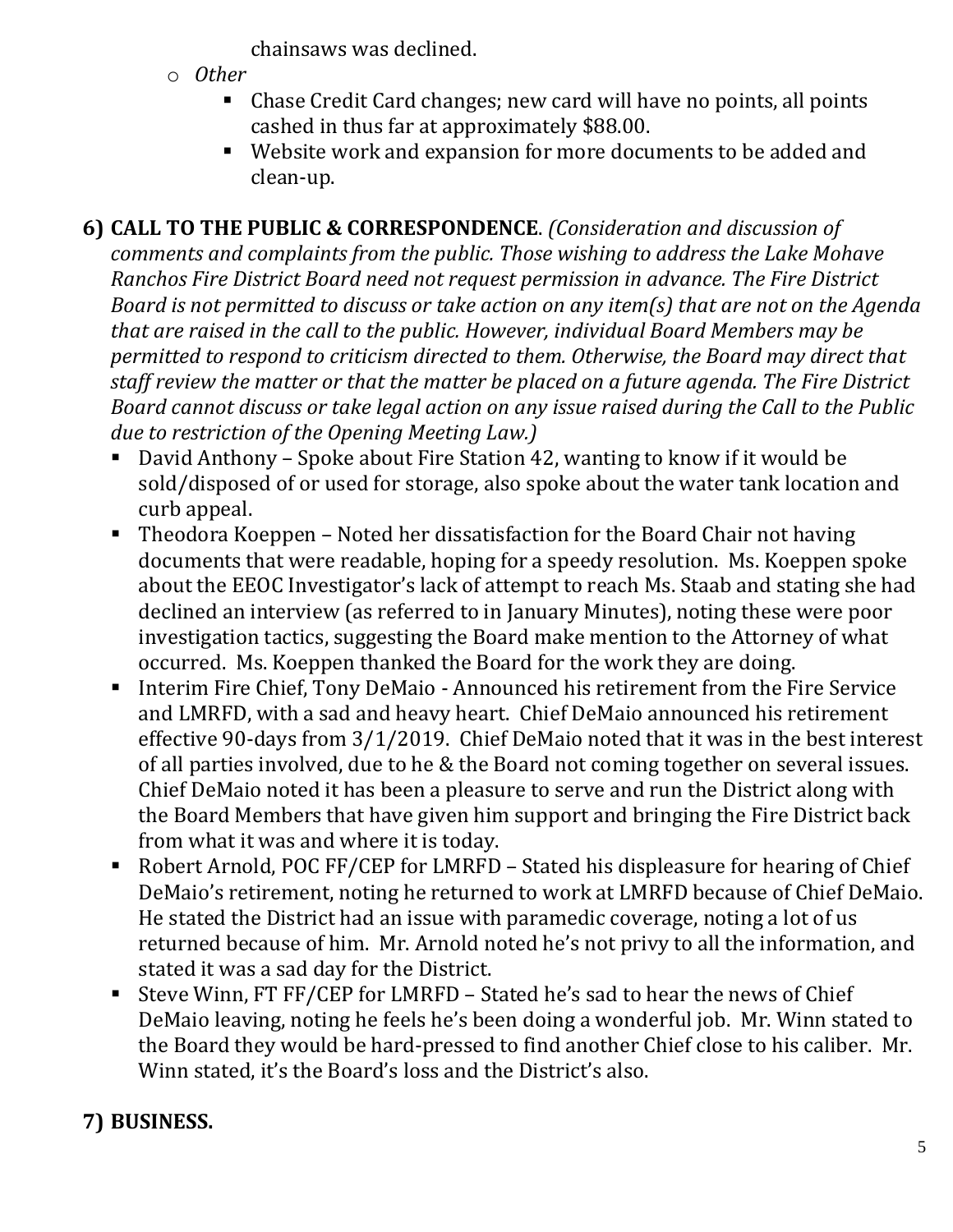chainsaws was declined.

- *Other*
  - Chase Credit Card changes; new card will have no points, all points cashed in thus far at approximately $88.00.
  - Website work and expansion for more documents to be added and clean-up.

**6) CALL TO THE PUBLIC & CORRESPONDENCE**. *(Consideration and discussion of comments and complaints from the public. Those wishing to address the Lake Mohave Ranchos Fire District Board need not request permission in advance. The Fire District Board is not permitted to discuss or take action on any item(s) that are not on the Agenda that are raised in the call to the public. However, individual Board Members may be permitted to respond to criticism directed to them. Otherwise, the Board may direct that staff review the matter or that the matter be placed on a future agenda. The Fire District Board cannot discuss or take legal action on any issue raised during the Call to the Public due to restriction of the Opening Meeting Law.)*

- David Anthony – Spoke about Fire Station 42, wanting to know if it would be sold/disposed of or used for storage, also spoke about the water tank location and curb appeal.
- Theodora Koeppen – Noted her dissatisfaction for the Board Chair not having documents that were readable, hoping for a speedy resolution. Ms. Koeppen spoke about the EEOC Investigator's lack of attempt to reach Ms. Staab and stating she had declined an interview (as referred to in January Minutes), noting these were poor investigation tactics, suggesting the Board make mention to the Attorney of what occurred. Ms. Koeppen thanked the Board for the work they are doing.
- Interim Fire Chief, Tony DeMaio - Announced his retirement from the Fire Service and LMRFD, with a sad and heavy heart. Chief DeMaio announced his retirement effective 90-days from 3/1/2019. Chief DeMaio noted that it was in the best interest of all parties involved, due to he & the Board not coming together on several issues. Chief DeMaio noted it has been a pleasure to serve and run the District along with the Board Members that have given him support and bringing the Fire District back from what it was and where it is today.
- Robert Arnold, POC FF/CEP for LMRFD – Stated his displeasure for hearing of Chief DeMaio's retirement, noting he returned to work at LMRFD because of Chief DeMaio. He stated the District had an issue with paramedic coverage, noting a lot of us returned because of him. Mr. Arnold noted he's not privy to all the information, and stated it was a sad day for the District.
- Steve Winn, FT FF/CEP for LMRFD – Stated he's sad to hear the news of Chief DeMaio leaving, noting he feels he's been doing a wonderful job. Mr. Winn stated to the Board they would be hard-pressed to find another Chief close to his caliber. Mr. Winn stated, it's the Board's loss and the District's also.

**7) BUSINESS.**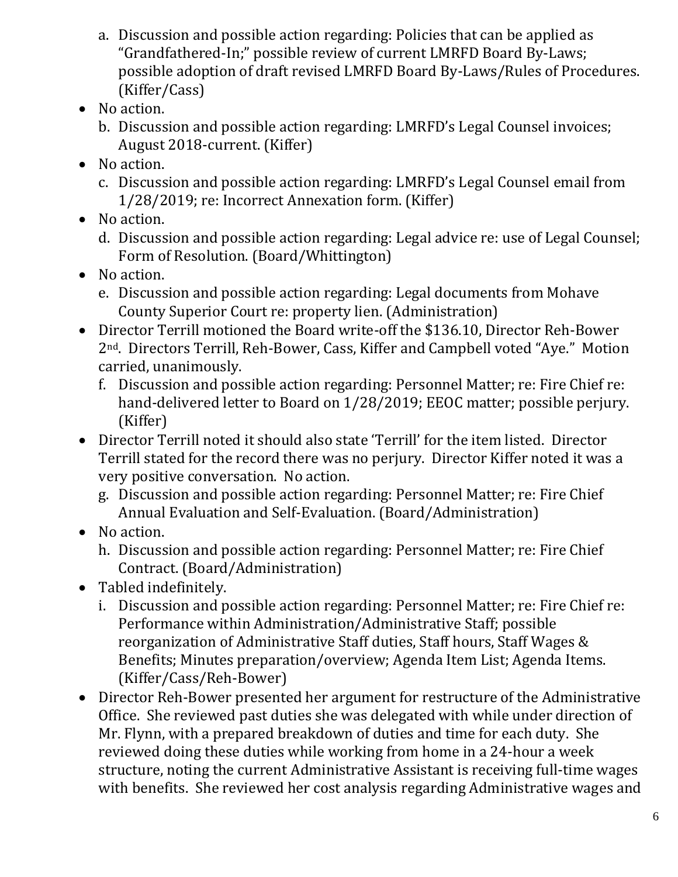a. Discussion and possible action regarding: Policies that can be applied as "Grandfathered-In;" possible review of current LMRFD Board By-Laws; possible adoption of draft revised LMRFD Board By-Laws/Rules of Procedures. (Kiffer/Cass)

- No action.

b. Discussion and possible action regarding: LMRFD's Legal Counsel invoices; August 2018-current. (Kiffer)

- No action.

c. Discussion and possible action regarding: LMRFD's Legal Counsel email from 1/28/2019; re: Incorrect Annexation form. (Kiffer)

- No action.

d. Discussion and possible action regarding: Legal advice re: use of Legal Counsel; Form of Resolution. (Board/Whittington)

- No action.

e. Discussion and possible action regarding: Legal documents from Mohave County Superior Court re: property lien. (Administration)

- Director Terrill motioned the Board write-off the $136.10, Director Reh-Bower 2nd. Directors Terrill, Reh-Bower, Cass, Kiffer and Campbell voted "Aye." Motion carried, unanimously.

f. Discussion and possible action regarding: Personnel Matter; re: Fire Chief re: hand-delivered letter to Board on 1/28/2019; EEOC matter; possible perjury. (Kiffer)

- Director Terrill noted it should also state 'Terrill' for the item listed. Director Terrill stated for the record there was no perjury. Director Kiffer noted it was a very positive conversation. No action.

g. Discussion and possible action regarding: Personnel Matter; re: Fire Chief Annual Evaluation and Self-Evaluation. (Board/Administration)

- No action.

h. Discussion and possible action regarding: Personnel Matter; re: Fire Chief Contract. (Board/Administration)

- Tabled indefinitely.

i. Discussion and possible action regarding: Personnel Matter; re: Fire Chief re: Performance within Administration/Administrative Staff; possible reorganization of Administrative Staff duties, Staff hours, Staff Wages & Benefits; Minutes preparation/overview; Agenda Item List; Agenda Items. (Kiffer/Cass/Reh-Bower)

- Director Reh-Bower presented her argument for restructure of the Administrative Office. She reviewed past duties she was delegated with while under direction of Mr. Flynn, with a prepared breakdown of duties and time for each duty. She reviewed doing these duties while working from home in a 24-hour a week structure, noting the current Administrative Assistant is receiving full-time wages with benefits. She reviewed her cost analysis regarding Administrative wages and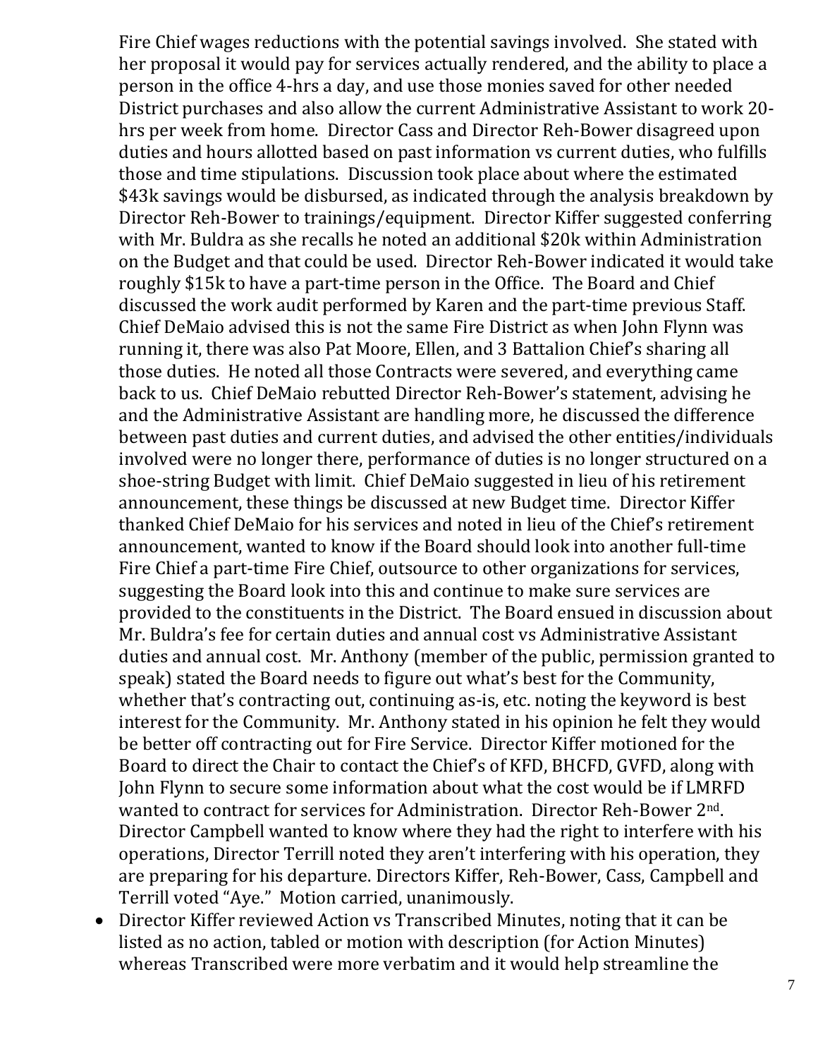Fire Chief wages reductions with the potential savings involved. She stated with her proposal it would pay for services actually rendered, and the ability to place a person in the office 4-hrs a day, and use those monies saved for other needed District purchases and also allow the current Administrative Assistant to work 20-hrs per week from home. Director Cass and Director Reh-Bower disagreed upon duties and hours allotted based on past information vs current duties, who fulfills those and time stipulations. Discussion took place about where the estimated $43k savings would be disbursed, as indicated through the analysis breakdown by Director Reh-Bower to trainings/equipment. Director Kiffer suggested conferring with Mr. Buldra as she recalls he noted an additional $20k within Administration on the Budget and that could be used. Director Reh-Bower indicated it would take roughly $15k to have a part-time person in the Office. The Board and Chief discussed the work audit performed by Karen and the part-time previous Staff. Chief DeMaio advised this is not the same Fire District as when John Flynn was running it, there was also Pat Moore, Ellen, and 3 Battalion Chief's sharing all those duties. He noted all those Contracts were severed, and everything came back to us. Chief DeMaio rebutted Director Reh-Bower's statement, advising he and the Administrative Assistant are handling more, he discussed the difference between past duties and current duties, and advised the other entities/individuals involved were no longer there, performance of duties is no longer structured on a shoe-string Budget with limit. Chief DeMaio suggested in lieu of his retirement announcement, these things be discussed at new Budget time. Director Kiffer thanked Chief DeMaio for his services and noted in lieu of the Chief's retirement announcement, wanted to know if the Board should look into another full-time Fire Chief a part-time Fire Chief, outsource to other organizations for services, suggesting the Board look into this and continue to make sure services are provided to the constituents in the District. The Board ensued in discussion about Mr. Buldra's fee for certain duties and annual cost vs Administrative Assistant duties and annual cost. Mr. Anthony (member of the public, permission granted to speak) stated the Board needs to figure out what's best for the Community, whether that's contracting out, continuing as-is, etc. noting the keyword is best interest for the Community. Mr. Anthony stated in his opinion he felt they would be better off contracting out for Fire Service. Director Kiffer motioned for the Board to direct the Chair to contact the Chief's of KFD, BHCFD, GVFD, along with John Flynn to secure some information about what the cost would be if LMRFD wanted to contract for services for Administration. Director Reh-Bower 2nd. Director Campbell wanted to know where they had the right to interfere with his operations, Director Terrill noted they aren't interfering with his operation, they are preparing for his departure. Directors Kiffer, Reh-Bower, Cass, Campbell and Terrill voted "Aye." Motion carried, unanimously.

- Director Kiffer reviewed Action vs Transcribed Minutes, noting that it can be listed as no action, tabled or motion with description (for Action Minutes) whereas Transcribed were more verbatim and it would help streamline the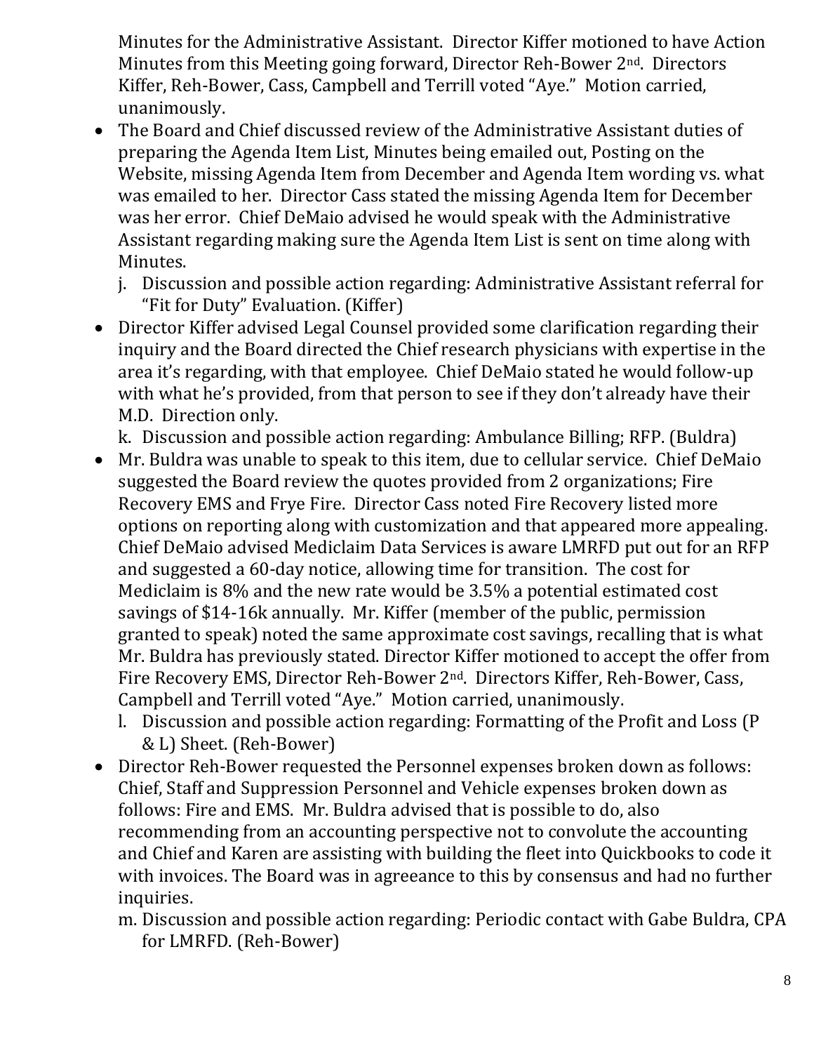Minutes for the Administrative Assistant. Director Kiffer motioned to have Action Minutes from this Meeting going forward, Director Reh-Bower 2nd. Directors Kiffer, Reh-Bower, Cass, Campbell and Terrill voted "Aye." Motion carried, unanimously.

- The Board and Chief discussed review of the Administrative Assistant duties of preparing the Agenda Item List, Minutes being emailed out, Posting on the Website, missing Agenda Item from December and Agenda Item wording vs. what was emailed to her. Director Cass stated the missing Agenda Item for December was her error. Chief DeMaio advised he would speak with the Administrative Assistant regarding making sure the Agenda Item List is sent on time along with Minutes.

j. Discussion and possible action regarding: Administrative Assistant referral for "Fit for Duty" Evaluation. (Kiffer)

- Director Kiffer advised Legal Counsel provided some clarification regarding their inquiry and the Board directed the Chief research physicians with expertise in the area it's regarding, with that employee. Chief DeMaio stated he would follow-up with what he's provided, from that person to see if they don't already have their M.D. Direction only.

k. Discussion and possible action regarding: Ambulance Billing; RFP. (Buldra)

- Mr. Buldra was unable to speak to this item, due to cellular service. Chief DeMaio suggested the Board review the quotes provided from 2 organizations; Fire Recovery EMS and Frye Fire. Director Cass noted Fire Recovery listed more options on reporting along with customization and that appeared more appealing. Chief DeMaio advised Mediclaim Data Services is aware LMRFD put out for an RFP and suggested a 60-day notice, allowing time for transition. The cost for Mediclaim is 8% and the new rate would be 3.5% a potential estimated cost savings of $14-16k annually. Mr. Kiffer (member of the public, permission granted to speak) noted the same approximate cost savings, recalling that is what Mr. Buldra has previously stated. Director Kiffer motioned to accept the offer from Fire Recovery EMS, Director Reh-Bower 2nd. Directors Kiffer, Reh-Bower, Cass, Campbell and Terrill voted "Aye." Motion carried, unanimously.

l. Discussion and possible action regarding: Formatting of the Profit and Loss (P & L) Sheet. (Reh-Bower)

- Director Reh-Bower requested the Personnel expenses broken down as follows: Chief, Staff and Suppression Personnel and Vehicle expenses broken down as follows: Fire and EMS. Mr. Buldra advised that is possible to do, also recommending from an accounting perspective not to convolute the accounting and Chief and Karen are assisting with building the fleet into Quickbooks to code it with invoices. The Board was in agreeance to this by consensus and had no further inquiries.

m. Discussion and possible action regarding: Periodic contact with Gabe Buldra, CPA for LMRFD. (Reh-Bower)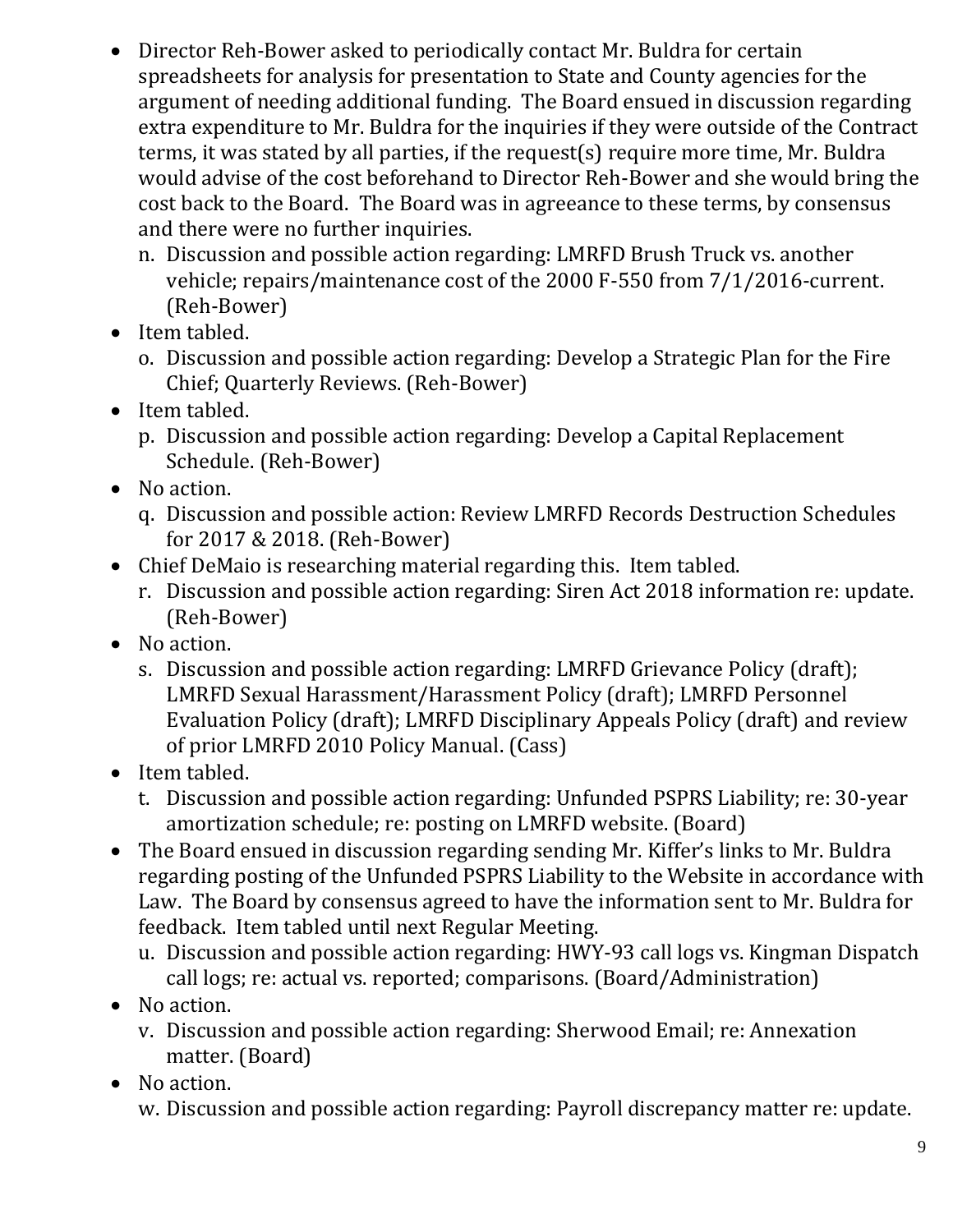- Director Reh-Bower asked to periodically contact Mr. Buldra for certain spreadsheets for analysis for presentation to State and County agencies for the argument of needing additional funding. The Board ensued in discussion regarding extra expenditure to Mr. Buldra for the inquiries if they were outside of the Contract terms, it was stated by all parties, if the request(s) require more time, Mr. Buldra would advise of the cost beforehand to Director Reh-Bower and she would bring the cost back to the Board. The Board was in agreeance to these terms, by consensus and there were no further inquiries.

  n. Discussion and possible action regarding: LMRFD Brush Truck vs. another vehicle; repairs/maintenance cost of the 2000 F-550 from 7/1/2016-current. (Reh-Bower)

- Item tabled.

  o. Discussion and possible action regarding: Develop a Strategic Plan for the Fire Chief; Quarterly Reviews. (Reh-Bower)

- Item tabled.

  p. Discussion and possible action regarding: Develop a Capital Replacement Schedule. (Reh-Bower)

- No action.

  q. Discussion and possible action: Review LMRFD Records Destruction Schedules for 2017 & 2018. (Reh-Bower)

- Chief DeMaio is researching material regarding this. Item tabled.

  r. Discussion and possible action regarding: Siren Act 2018 information re: update. (Reh-Bower)

- No action.

  s. Discussion and possible action regarding: LMRFD Grievance Policy (draft); LMRFD Sexual Harassment/Harassment Policy (draft); LMRFD Personnel Evaluation Policy (draft); LMRFD Disciplinary Appeals Policy (draft) and review of prior LMRFD 2010 Policy Manual. (Cass)

- Item tabled.

  t. Discussion and possible action regarding: Unfunded PSPRS Liability; re: 30-year amortization schedule; re: posting on LMRFD website. (Board)

- The Board ensued in discussion regarding sending Mr. Kiffer's links to Mr. Buldra regarding posting of the Unfunded PSPRS Liability to the Website in accordance with Law. The Board by consensus agreed to have the information sent to Mr. Buldra for feedback. Item tabled until next Regular Meeting.

  u. Discussion and possible action regarding: HWY-93 call logs vs. Kingman Dispatch call logs; re: actual vs. reported; comparisons. (Board/Administration)

- No action.

  v. Discussion and possible action regarding: Sherwood Email; re: Annexation matter. (Board)

- No action.

  w. Discussion and possible action regarding: Payroll discrepancy matter re: update.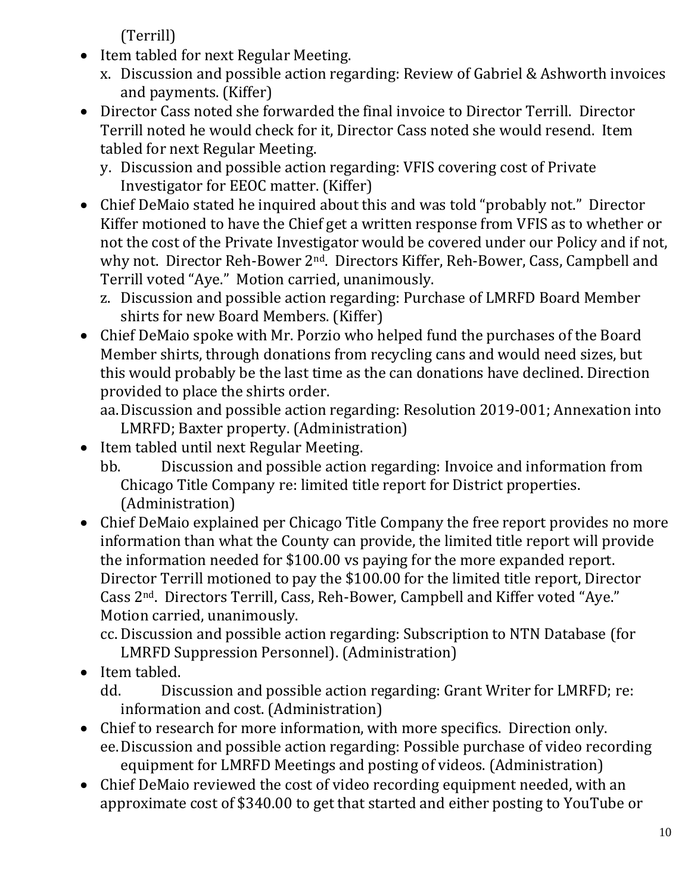(Terrill)

- Item tabled for next Regular Meeting.

   x. Discussion and possible action regarding: Review of Gabriel & Ashworth invoices and payments. (Kiffer)

- Director Cass noted she forwarded the final invoice to Director Terrill. Director Terrill noted he would check for it, Director Cass noted she would resend. Item tabled for next Regular Meeting.

   y. Discussion and possible action regarding: VFIS covering cost of Private Investigator for EEOC matter. (Kiffer)

- Chief DeMaio stated he inquired about this and was told "probably not." Director Kiffer motioned to have the Chief get a written response from VFIS as to whether or not the cost of the Private Investigator would be covered under our Policy and if not, why not. Director Reh-Bower 2nd. Directors Kiffer, Reh-Bower, Cass, Campbell and Terrill voted "Aye." Motion carried, unanimously.

   z. Discussion and possible action regarding: Purchase of LMRFD Board Member shirts for new Board Members. (Kiffer)

- Chief DeMaio spoke with Mr. Porzio who helped fund the purchases of the Board Member shirts, through donations from recycling cans and would need sizes, but this would probably be the last time as the can donations have declined. Direction provided to place the shirts order.

   aa. Discussion and possible action regarding: Resolution 2019-001; Annexation into LMRFD; Baxter property. (Administration)

- Item tabled until next Regular Meeting.

   bb. Discussion and possible action regarding: Invoice and information from Chicago Title Company re: limited title report for District properties. (Administration)

- Chief DeMaio explained per Chicago Title Company the free report provides no more information than what the County can provide, the limited title report will provide the information needed for $100.00 vs paying for the more expanded report. Director Terrill motioned to pay the $100.00 for the limited title report, Director Cass 2nd. Directors Terrill, Cass, Reh-Bower, Campbell and Kiffer voted "Aye." Motion carried, unanimously.

   cc. Discussion and possible action regarding: Subscription to NTN Database (for LMRFD Suppression Personnel). (Administration)

- Item tabled.

   dd. Discussion and possible action regarding: Grant Writer for LMRFD; re: information and cost. (Administration)

- Chief to research for more information, with more specifics. Direction only.

   ee. Discussion and possible action regarding: Possible purchase of video recording equipment for LMRFD Meetings and posting of videos. (Administration)

- Chief DeMaio reviewed the cost of video recording equipment needed, with an approximate cost of $340.00 to get that started and either posting to YouTube or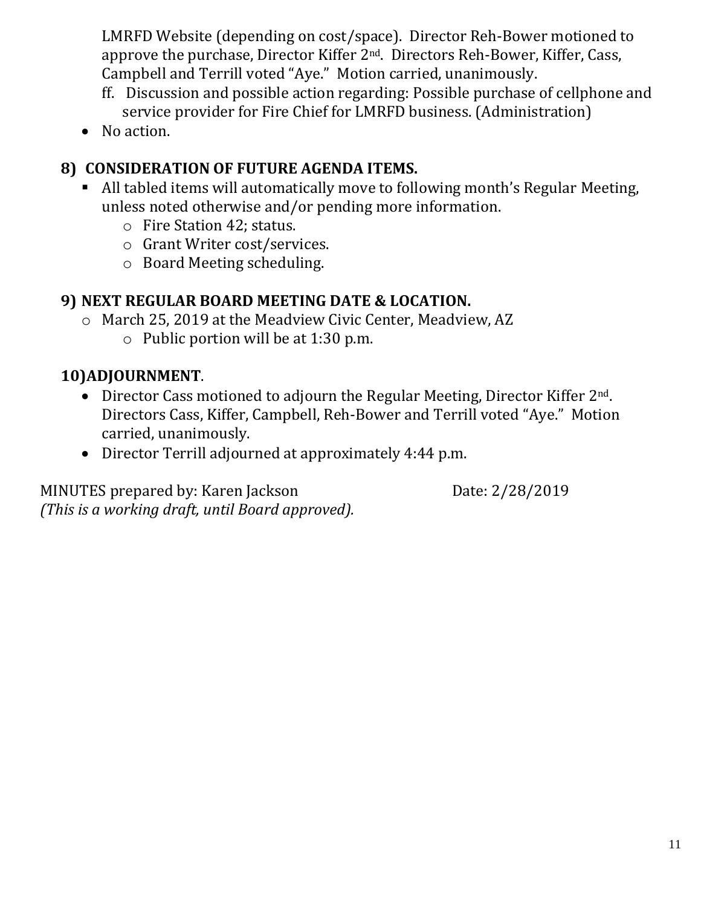LMRFD Website (depending on cost/space). Director Reh-Bower motioned to approve the purchase, Director Kiffer 2nd. Directors Reh-Bower, Kiffer, Cass, Campbell and Terrill voted "Aye." Motion carried, unanimously.

ff. Discussion and possible action regarding: Possible purchase of cellphone and service provider for Fire Chief for LMRFD business. (Administration)

- No action.

## 8) CONSIDERATION OF FUTURE AGENDA ITEMS.

- All tabled items will automatically move to following month's Regular Meeting, unless noted otherwise and/or pending more information.
  - Fire Station 42; status.
  - Grant Writer cost/services.
  - Board Meeting scheduling.

## 9) NEXT REGULAR BOARD MEETING DATE & LOCATION.

- March 25, 2019 at the Meadview Civic Center, Meadview, AZ
  - Public portion will be at 1:30 p.m.

## 10) ADJOURNMENT.

- Director Cass motioned to adjourn the Regular Meeting, Director Kiffer 2nd. Directors Cass, Kiffer, Campbell, Reh-Bower and Terrill voted "Aye." Motion carried, unanimously.
- Director Terrill adjourned at approximately 4:44 p.m.

MINUTES prepared by: Karen Jackson    Date: 2/28/2019
*(This is a working draft, until Board approved).*